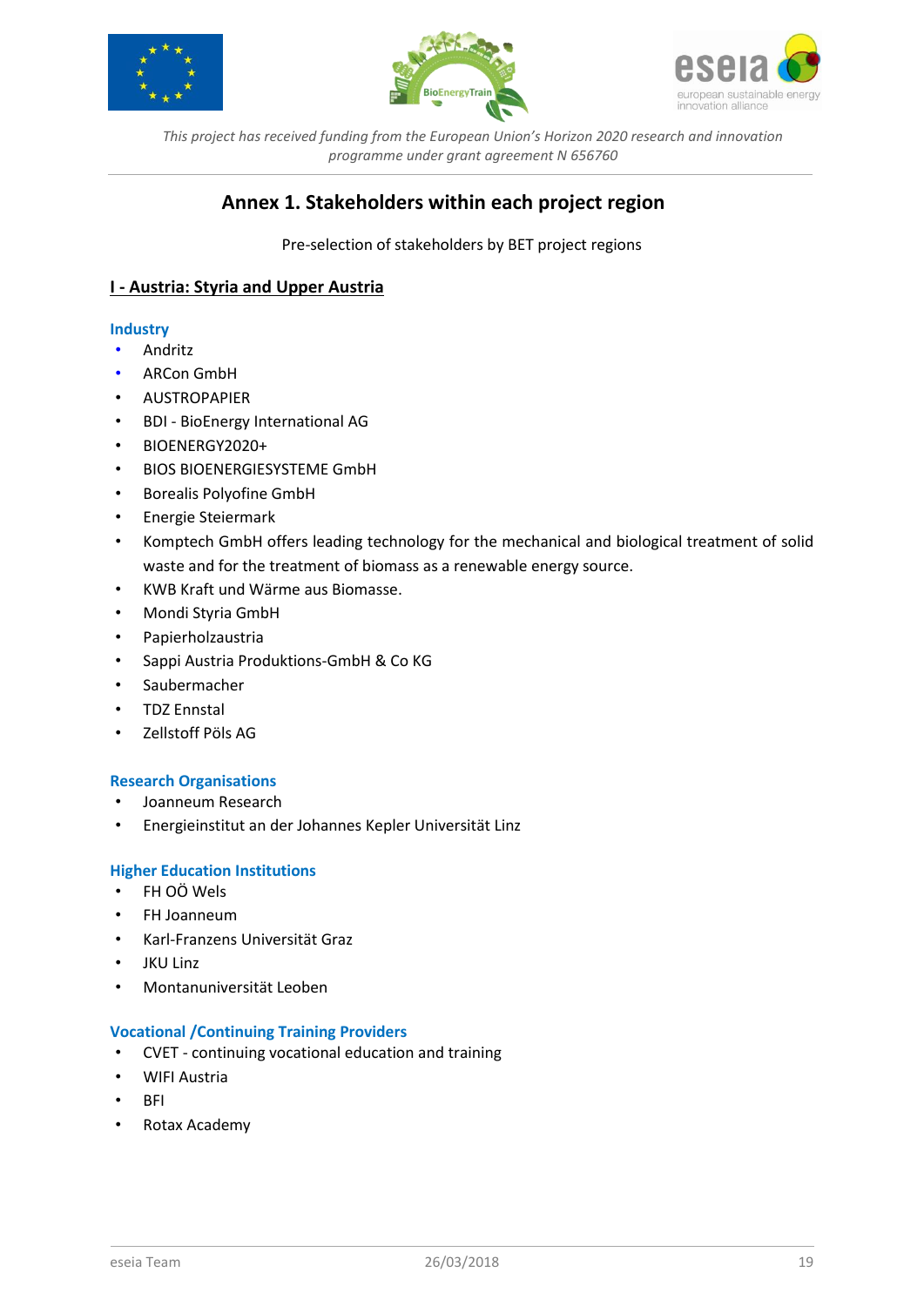*This project has received funding from the European Union's Horizon 2020 research and innovation programme under grant agreement N 656760*

# Annex 1. Stakeholders within each project region

Pre-selection of stakeholders by BET project regions

## I - Austria: Styria and Upper Austria

### Industry

- Andritz
- ARCon GmbH
- AUSTROPAPIER
- BDI - BioEnergy International AG
- BIOENERGY2020+
- BIOS BIOENERGIESYSTEME GmbH
- Borealis Polyofine GmbH
- Energie Steiermark
- Komptech GmbH offers leading technology for the mechanical and biological treatment of solid waste and for the treatment of biomass as a renewable energy source.
- KWB Kraft und Wärme aus Biomasse.
- Mondi Styria GmbH
- Papierholzaustria
- Sappi Austria Produktions-GmbH & Co KG
- Saubermacher
- TDZ Ennstal
- Zellstoff Pöls AG

### Research Organisations

- Joanneum Research
- Energieinstitut an der Johannes Kepler Universität Linz

### Higher Education Institutions

- FH OÖ Wels
- FH Joanneum
- Karl-Franzens Universität Graz
- JKU Linz
- Montanuniversität Leoben

### Vocational /Continuing Training Providers

- CVET - continuing vocational education and training
- WIFI Austria
- BFI
- Rotax Academy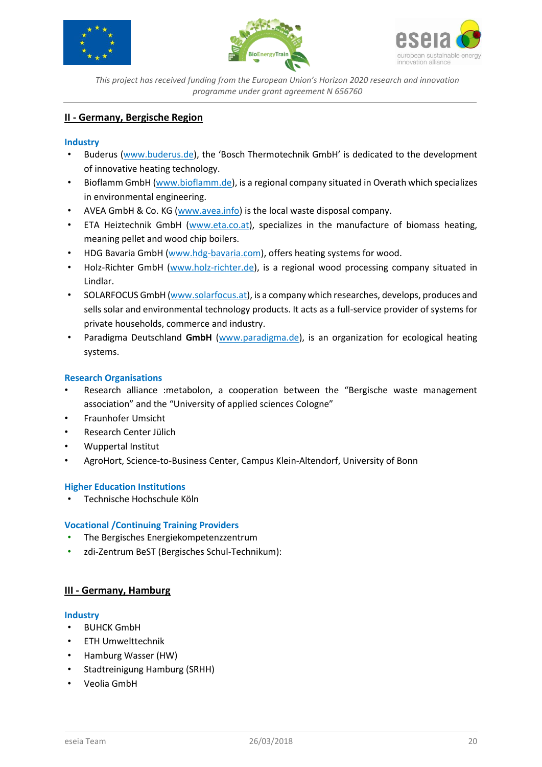## II - Germany, Bergische Region

### Industry

- Buderus (www.buderus.de), the 'Bosch Thermotechnik GmbH' is dedicated to the development of innovative heating technology.
- Bioflamm GmbH (www.bioflamm.de), is a regional company situated in Overath which specializes in environmental engineering.
- AVEA GmbH & Co. KG (www.avea.info) is the local waste disposal company.
- ETA Heiztechnik GmbH (www.eta.co.at), specializes in the manufacture of biomass heating, meaning pellet and wood chip boilers.
- HDG Bavaria GmbH (www.hdg-bavaria.com), offers heating systems for wood.
- Holz-Richter GmbH (www.holz-richter.de), is a regional wood processing company situated in Lindlar.
- SOLARFOCUS GmbH (www.solarfocus.at), is a company which researches, develops, produces and sells solar and environmental technology products. It acts as a full-service provider of systems for private households, commerce and industry.
- Paradigma Deutschland **GmbH** (www.paradigma.de), is an organization for ecological heating systems.

### Research Organisations

- Research alliance :metabolon, a cooperation between the "Bergische waste management association" and the "University of applied sciences Cologne"
- Fraunhofer Umsicht
- Research Center Jülich
- Wuppertal Institut
- AgroHort, Science-to-Business Center, Campus Klein-Altendorf, University of Bonn

### Higher Education Institutions

- Technische Hochschule Köln

### Vocational /Continuing Training Providers

- The Bergisches Energiekompetenzzentrum
- zdi-Zentrum BeST (Bergisches Schul-Technikum):

## III - Germany, Hamburg

### Industry

- BUHCK GmbH
- ETH Umwelttechnik
- Hamburg Wasser (HW)
- Stadtreinigung Hamburg (SRHH)
- Veolia GmbH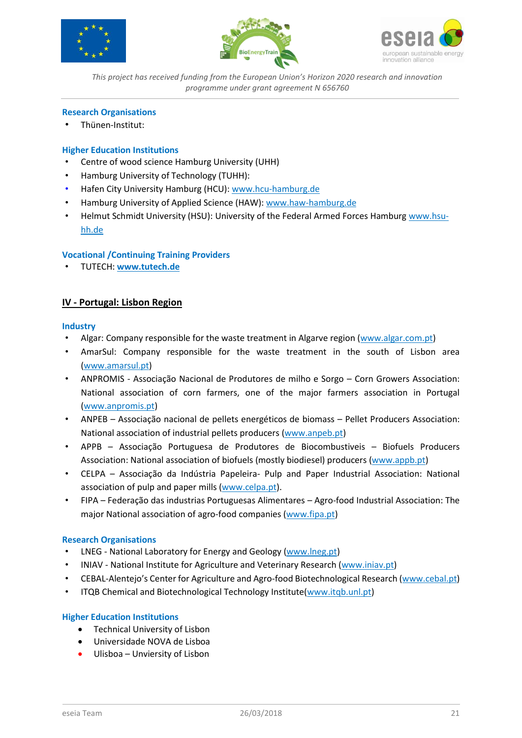### Research Organisations

- Thünen-Institut:

### Higher Education Institutions

- Centre of wood science Hamburg University (UHH)
- Hamburg University of Technology (TUHH):
- Hafen City University Hamburg (HCU): www.hcu-hamburg.de
- Hamburg University of Applied Science (HAW): www.haw-hamburg.de
- Helmut Schmidt University (HSU): University of the Federal Armed Forces Hamburg www.hsu-hh.de

### Vocational /Continuing Training Providers

- TUTECH: **www.tutech.de**

## IV - Portugal: Lisbon Region

### Industry

- Algar: Company responsible for the waste treatment in Algarve region (www.algar.com.pt)
- AmarSul: Company responsible for the waste treatment in the south of Lisbon area (www.amarsul.pt)
- ANPROMIS - Associação Nacional de Produtores de milho e Sorgo – Corn Growers Association: National association of corn farmers, one of the major farmers association in Portugal (www.anpromis.pt)
- ANPEB – Associação nacional de pellets energéticos de biomass – Pellet Producers Association: National association of industrial pellets producers (www.anpeb.pt)
- APPB – Associação Portuguesa de Produtores de Biocombustiveis – Biofuels Producers Association: National association of biofuels (mostly biodiesel) producers (www.appb.pt)
- CELPA – Associação da Indústria Papeleira- Pulp and Paper Industrial Association: National association of pulp and paper mills (www.celpa.pt).
- FIPA – Federação das industrias Portuguesas Alimentares – Agro-food Industrial Association: The major National association of agro-food companies (www.fipa.pt)

### Research Organisations

- LNEG - National Laboratory for Energy and Geology (www.lneg.pt)
- INIAV - National Institute for Agriculture and Veterinary Research (www.iniav.pt)
- CEBAL-Alentejo's Center for Agriculture and Agro-food Biotechnological Research (www.cebal.pt)
- ITQB Chemical and Biotechnological Technology Institute(www.itqb.unl.pt)

### Higher Education Institutions

- Technical University of Lisbon
- Universidade NOVA de Lisboa
- Ulisboa – Unviersity of Lisbon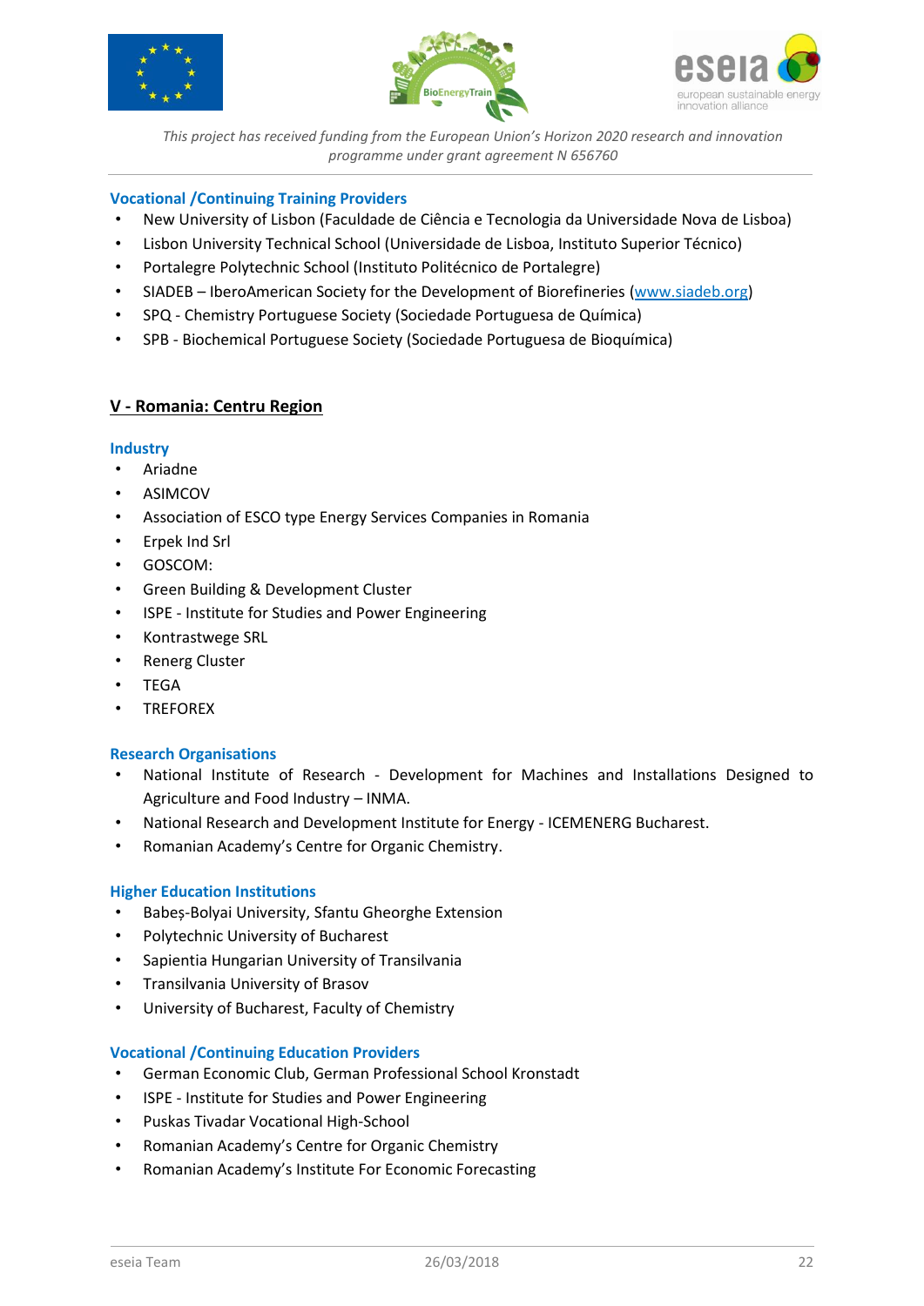#### Vocational /Continuing Training Providers

- New University of Lisbon (Faculdade de Ciência e Tecnologia da Universidade Nova de Lisboa)
- Lisbon University Technical School (Universidade de Lisboa, Instituto Superior Técnico)
- Portalegre Polytechnic School (Instituto Politécnico de Portalegre)
- SIADEB – IberoAmerican Society for the Development of Biorefineries (www.siadeb.org)
- SPQ - Chemistry Portuguese Society (Sociedade Portuguesa de Química)
- SPB - Biochemical Portuguese Society (Sociedade Portuguesa de Bioquímica)

## V - Romania: Centru Region

#### Industry

- Ariadne
- ASIMCOV
- Association of ESCO type Energy Services Companies in Romania
- Erpek Ind Srl
- GOSCOM:
- Green Building & Development Cluster
- ISPE - Institute for Studies and Power Engineering
- Kontrastwege SRL
- Renerg Cluster
- TEGA
- TREFOREX

#### Research Organisations

- National Institute of Research - Development for Machines and Installations Designed to Agriculture and Food Industry – INMA.
- National Research and Development Institute for Energy - ICEMENERG Bucharest.
- Romanian Academy's Centre for Organic Chemistry.

#### Higher Education Institutions

- Babeș-Bolyai University, Sfantu Gheorghe Extension
- Polytechnic University of Bucharest
- Sapientia Hungarian University of Transilvania
- Transilvania University of Brasov
- University of Bucharest, Faculty of Chemistry

#### Vocational /Continuing Education Providers

- German Economic Club, German Professional School Kronstadt
- ISPE - Institute for Studies and Power Engineering
- Puskas Tivadar Vocational High-School
- Romanian Academy's Centre for Organic Chemistry
- Romanian Academy's Institute For Economic Forecasting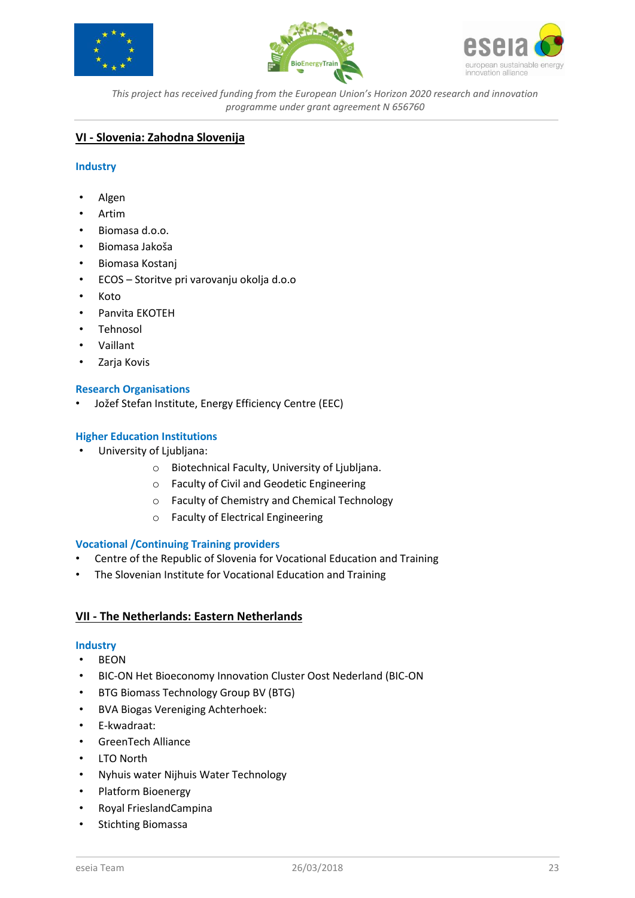## VI - Slovenia: Zahodna Slovenija

### Industry

- Algen
- Artim
- Biomasa d.o.o.
- Biomasa Jakoša
- Biomasa Kostanj
- ECOS – Storitve pri varovanju okolja d.o.o
- Koto
- Panvita EKOTEH
- Tehnosol
- Vaillant
- Zarja Kovis

### Research Organisations

- Jožef Stefan Institute, Energy Efficiency Centre (EEC)

### Higher Education Institutions

- University of Ljubljana:
  - Biotechnical Faculty, University of Ljubljana.
  - Faculty of Civil and Geodetic Engineering
  - Faculty of Chemistry and Chemical Technology
  - Faculty of Electrical Engineering

### Vocational /Continuing Training providers

- Centre of the Republic of Slovenia for Vocational Education and Training
- The Slovenian Institute for Vocational Education and Training

## VII - The Netherlands: Eastern Netherlands

### Industry

- BEON
- BIC-ON Het Bioeconomy Innovation Cluster Oost Nederland (BIC-ON
- BTG Biomass Technology Group BV (BTG)
- BVA Biogas Vereniging Achterhoek:
- E-kwadraat:
- GreenTech Alliance
- LTO North
- Nyhuis water Nijhuis Water Technology
- Platform Bioenergy
- Royal FrieslandCampina
- Stichting Biomassa